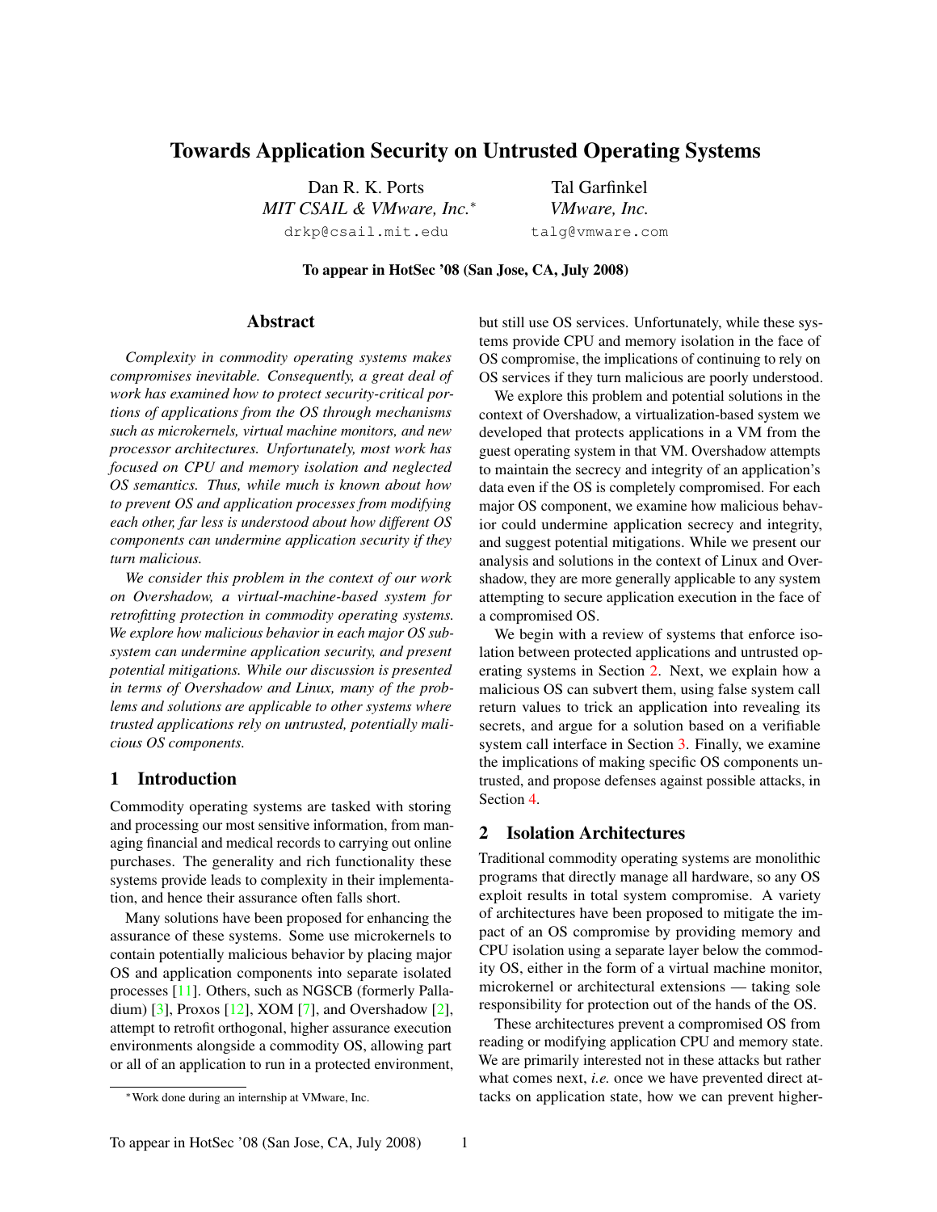# Towards Application Security on Untrusted Operating Systems

Dan R. K. Ports
*MIT CSAIL & VMware, Inc.*[*]
drkp@csail.mit.edu

Tal Garfinkel
*VMware, Inc.*
talg@vmware.com

**To appear in HotSec '08 (San Jose, CA, July 2008)**

## Abstract

*Complexity in commodity operating systems makes compromises inevitable. Consequently, a great deal of work has examined how to protect security-critical portions of applications from the OS through mechanisms such as microkernels, virtual machine monitors, and new processor architectures. Unfortunately, most work has focused on CPU and memory isolation and neglected OS semantics. Thus, while much is known about how to prevent OS and application processes from modifying each other, far less is understood about how different OS components can undermine application security if they turn malicious.*

*We consider this problem in the context of our work on Overshadow, a virtual-machine-based system for retrofitting protection in commodity operating systems. We explore how malicious behavior in each major OS subsystem can undermine application security, and present potential mitigations. While our discussion is presented in terms of Overshadow and Linux, many of the problems and solutions are applicable to other systems where trusted applications rely on untrusted, potentially malicious OS components.*

## 1 Introduction

Commodity operating systems are tasked with storing and processing our most sensitive information, from managing financial and medical records to carrying out online purchases. The generality and rich functionality these systems provide leads to complexity in their implementation, and hence their assurance often falls short.

Many solutions have been proposed for enhancing the assurance of these systems. Some use microkernels to contain potentially malicious behavior by placing major OS and application components into separate isolated processes [11]. Others, such as NGSCB (formerly Palladium) [3], Proxos [12], XOM [7], and Overshadow [2], attempt to retrofit orthogonal, higher assurance execution environments alongside a commodity OS, allowing part or all of an application to run in a protected environment, but still use OS services. Unfortunately, while these systems provide CPU and memory isolation in the face of OS compromise, the implications of continuing to rely on OS services if they turn malicious are poorly understood.

We explore this problem and potential solutions in the context of Overshadow, a virtualization-based system we developed that protects applications in a VM from the guest operating system in that VM. Overshadow attempts to maintain the secrecy and integrity of an application's data even if the OS is completely compromised. For each major OS component, we examine how malicious behavior could undermine application secrecy and integrity, and suggest potential mitigations. While we present our analysis and solutions in the context of Linux and Overshadow, they are more generally applicable to any system attempting to secure application execution in the face of a compromised OS.

We begin with a review of systems that enforce isolation between protected applications and untrusted operating systems in Section 2. Next, we explain how a malicious OS can subvert them, using false system call return values to trick an application into revealing its secrets, and argue for a solution based on a verifiable system call interface in Section 3. Finally, we examine the implications of making specific OS components untrusted, and propose defenses against possible attacks, in Section 4.

## 2 Isolation Architectures

Traditional commodity operating systems are monolithic programs that directly manage all hardware, so any OS exploit results in total system compromise. A variety of architectures have been proposed to mitigate the impact of an OS compromise by providing memory and CPU isolation using a separate layer below the commodity OS, either in the form of a virtual machine monitor, microkernel or architectural extensions — taking sole responsibility for protection out of the hands of the OS.

These architectures prevent a compromised OS from reading or modifying application CPU and memory state. We are primarily interested not in these attacks but rather what comes next, *i.e.* once we have prevented direct attacks on application state, how we can prevent higher-

[*] Work done during an internship at VMware, Inc.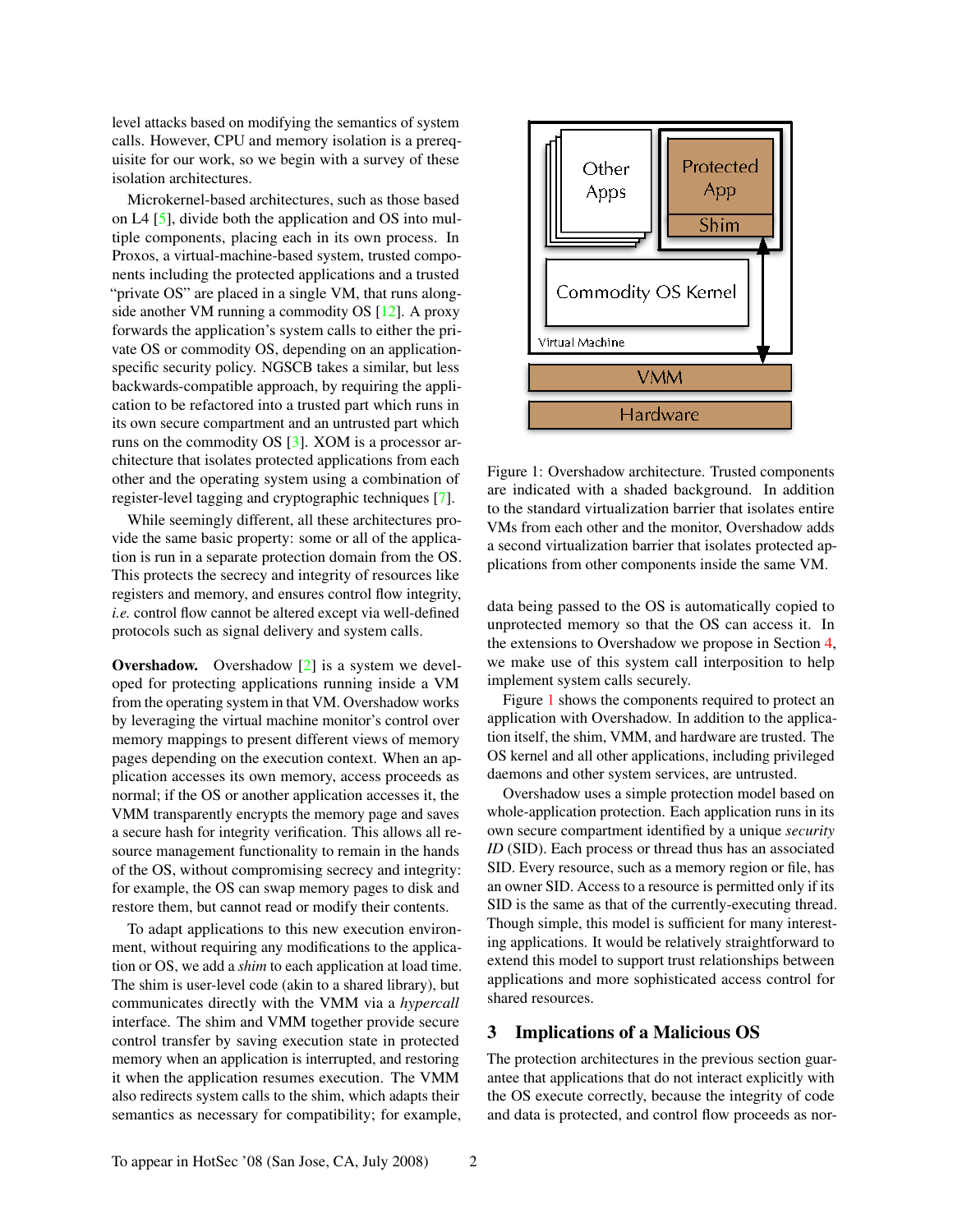level attacks based on modifying the semantics of system calls. However, CPU and memory isolation is a prerequisite for our work, so we begin with a survey of these isolation architectures.

Microkernel-based architectures, such as those based on L4 [5], divide both the application and OS into multiple components, placing each in its own process. In Proxos, a virtual-machine-based system, trusted components including the protected applications and a trusted "private OS" are placed in a single VM, that runs alongside another VM running a commodity OS [12]. A proxy forwards the application's system calls to either the private OS or commodity OS, depending on an application-specific security policy. NGSCB takes a similar, but less backwards-compatible approach, by requiring the application to be refactored into a trusted part which runs in its own secure compartment and an untrusted part which runs on the commodity OS [3]. XOM is a processor architecture that isolates protected applications from each other and the operating system using a combination of register-level tagging and cryptographic techniques [7].

While seemingly different, all these architectures provide the same basic property: some or all of the application is run in a separate protection domain from the OS. This protects the secrecy and integrity of resources like registers and memory, and ensures control flow integrity, *i.e.* control flow cannot be altered except via well-defined protocols such as signal delivery and system calls.

**Overshadow.** Overshadow [2] is a system we developed for protecting applications running inside a VM from the operating system in that VM. Overshadow works by leveraging the virtual machine monitor's control over memory mappings to present different views of memory pages depending on the execution context. When an application accesses its own memory, access proceeds as normal; if the OS or another application accesses it, the VMM transparently encrypts the memory page and saves a secure hash for integrity verification. This allows all resource management functionality to remain in the hands of the OS, without compromising secrecy and integrity: for example, the OS can swap memory pages to disk and restore them, but cannot read or modify their contents.

To adapt applications to this new execution environment, without requiring any modifications to the application or OS, we add a *shim* to each application at load time. The shim is user-level code (akin to a shared library), but communicates directly with the VMM via a *hypercall* interface. The shim and VMM together provide secure control transfer by saving execution state in protected memory when an application is interrupted, and restoring it when the application resumes execution. The VMM also redirects system calls to the shim, which adapts their semantics as necessary for compatibility; for example, data being passed to the OS is automatically copied to unprotected memory so that the OS can access it. In the extensions to Overshadow we propose in Section 4, we make use of this system call interposition to help implement system calls securely.

Figure 1: Overshadow architecture. Trusted components are indicated with a shaded background. In addition to the standard virtualization barrier that isolates entire VMs from each other and the monitor, Overshadow adds a second virtualization barrier that isolates protected applications from other components inside the same VM.

Figure 1 shows the components required to protect an application with Overshadow. In addition to the application itself, the shim, VMM, and hardware are trusted. The OS kernel and all other applications, including privileged daemons and other system services, are untrusted.

Overshadow uses a simple protection model based on whole-application protection. Each application runs in its own secure compartment identified by a unique *security ID* (SID). Each process or thread thus has an associated SID. Every resource, such as a memory region or file, has an owner SID. Access to a resource is permitted only if its SID is the same as that of the currently-executing thread. Though simple, this model is sufficient for many interesting applications. It would be relatively straightforward to extend this model to support trust relationships between applications and more sophisticated access control for shared resources.

## 3 Implications of a Malicious OS

The protection architectures in the previous section guarantee that applications that do not interact explicitly with the OS execute correctly, because the integrity of code and data is protected, and control flow proceeds as nor-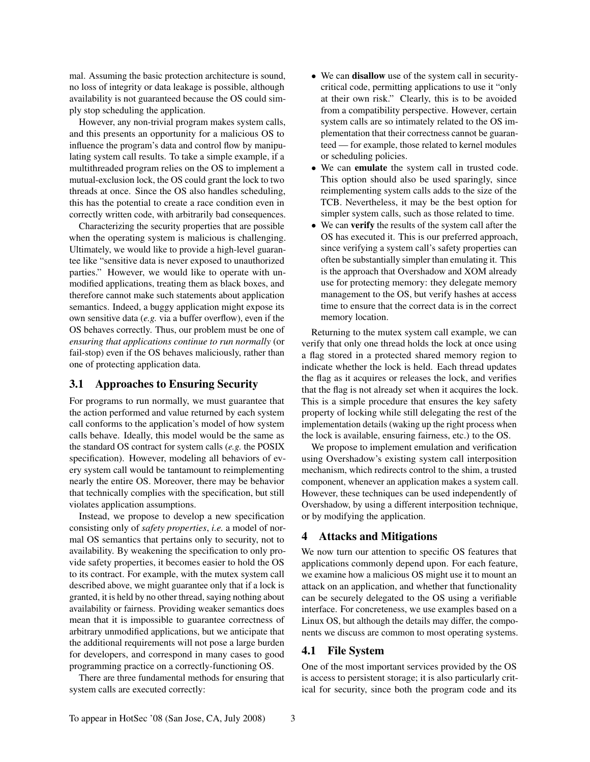mal. Assuming the basic protection architecture is sound, no loss of integrity or data leakage is possible, although availability is not guaranteed because the OS could simply stop scheduling the application.

However, any non-trivial program makes system calls, and this presents an opportunity for a malicious OS to influence the program's data and control flow by manipulating system call results. To take a simple example, if a multithreaded program relies on the OS to implement a mutual-exclusion lock, the OS could grant the lock to two threads at once. Since the OS also handles scheduling, this has the potential to create a race condition even in correctly written code, with arbitrarily bad consequences.

Characterizing the security properties that are possible when the operating system is malicious is challenging. Ultimately, we would like to provide a high-level guarantee like "sensitive data is never exposed to unauthorized parties." However, we would like to operate with unmodified applications, treating them as black boxes, and therefore cannot make such statements about application semantics. Indeed, a buggy application might expose its own sensitive data (*e.g.* via a buffer overflow), even if the OS behaves correctly. Thus, our problem must be one of *ensuring that applications continue to run normally* (or fail-stop) even if the OS behaves maliciously, rather than one of protecting application data.

## 3.1 Approaches to Ensuring Security

For programs to run normally, we must guarantee that the action performed and value returned by each system call conforms to the application's model of how system calls behave. Ideally, this model would be the same as the standard OS contract for system calls (*e.g.* the POSIX specification). However, modeling all behaviors of every system call would be tantamount to reimplementing nearly the entire OS. Moreover, there may be behavior that technically complies with the specification, but still violates application assumptions.

Instead, we propose to develop a new specification consisting only of *safety properties*, *i.e.* a model of normal OS semantics that pertains only to security, not to availability. By weakening the specification to only provide safety properties, it becomes easier to hold the OS to its contract. For example, with the mutex system call described above, we might guarantee only that if a lock is granted, it is held by no other thread, saying nothing about availability or fairness. Providing weaker semantics does mean that it is impossible to guarantee correctness of arbitrary unmodified applications, but we anticipate that the additional requirements will not pose a large burden for developers, and correspond in many cases to good programming practice on a correctly-functioning OS.

There are three fundamental methods for ensuring that system calls are executed correctly:

- We can **disallow** use of the system call in security-critical code, permitting applications to use it "only at their own risk." Clearly, this is to be avoided from a compatibility perspective. However, certain system calls are so intimately related to the OS implementation that their correctness cannot be guaranteed — for example, those related to kernel modules or scheduling policies.
- We can **emulate** the system call in trusted code. This option should also be used sparingly, since reimplementing system calls adds to the size of the TCB. Nevertheless, it may be the best option for simpler system calls, such as those related to time.
- We can **verify** the results of the system call after the OS has executed it. This is our preferred approach, since verifying a system call's safety properties can often be substantially simpler than emulating it. This is the approach that Overshadow and XOM already use for protecting memory: they delegate memory management to the OS, but verify hashes at access time to ensure that the correct data is in the correct memory location.

Returning to the mutex system call example, we can verify that only one thread holds the lock at once using a flag stored in a protected shared memory region to indicate whether the lock is held. Each thread updates the flag as it acquires or releases the lock, and verifies that the flag is not already set when it acquires the lock. This is a simple procedure that ensures the key safety property of locking while still delegating the rest of the implementation details (waking up the right process when the lock is available, ensuring fairness, etc.) to the OS.

We propose to implement emulation and verification using Overshadow's existing system call interposition mechanism, which redirects control to the shim, a trusted component, whenever an application makes a system call. However, these techniques can be used independently of Overshadow, by using a different interposition technique, or by modifying the application.

# 4 Attacks and Mitigations

We now turn our attention to specific OS features that applications commonly depend upon. For each feature, we examine how a malicious OS might use it to mount an attack on an application, and whether that functionality can be securely delegated to the OS using a verifiable interface. For concreteness, we use examples based on a Linux OS, but although the details may differ, the components we discuss are common to most operating systems.

## 4.1 File System

One of the most important services provided by the OS is access to persistent storage; it is also particularly critical for security, since both the program code and its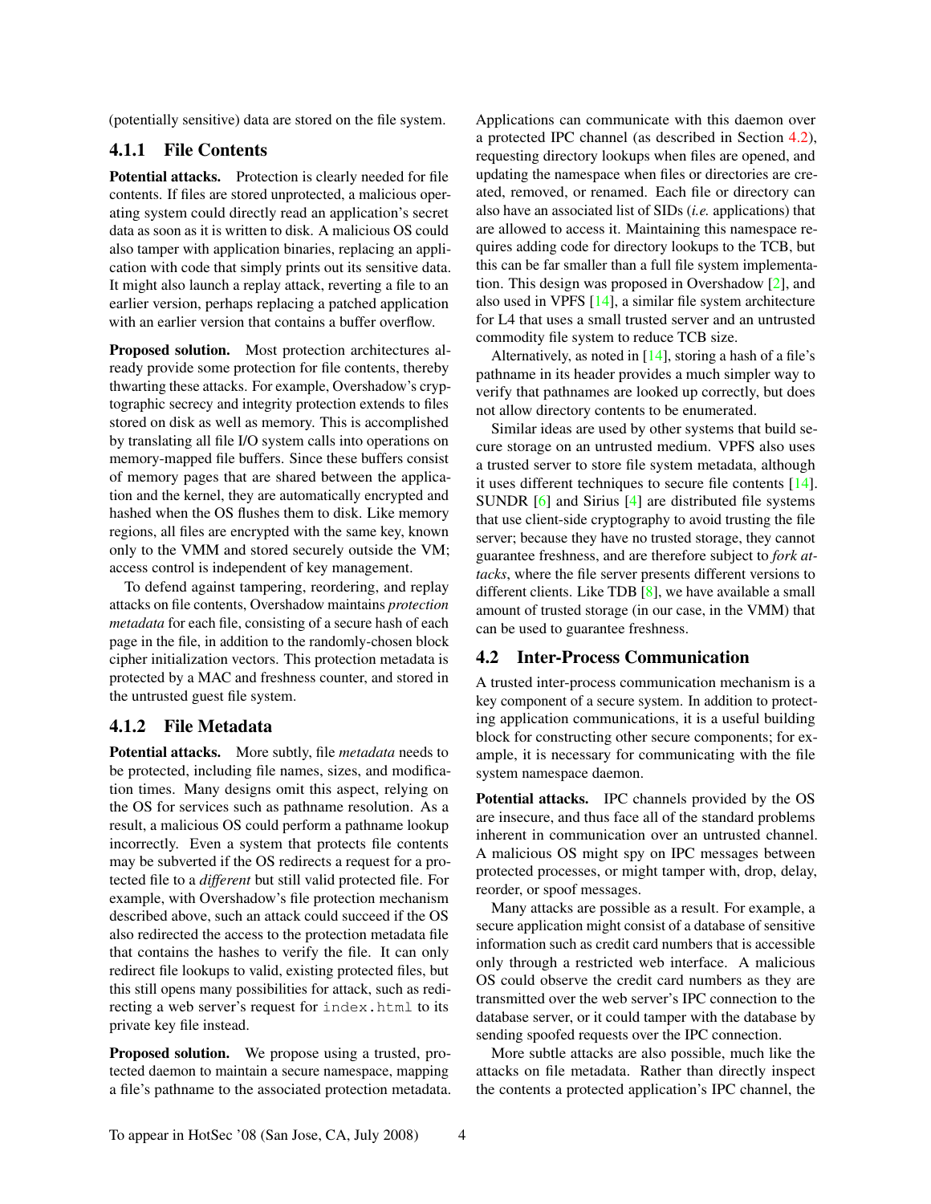(potentially sensitive) data are stored on the file system.

### 4.1.1 File Contents

**Potential attacks.** Protection is clearly needed for file contents. If files are stored unprotected, a malicious operating system could directly read an application's secret data as soon as it is written to disk. A malicious OS could also tamper with application binaries, replacing an application with code that simply prints out its sensitive data. It might also launch a replay attack, reverting a file to an earlier version, perhaps replacing a patched application with an earlier version that contains a buffer overflow.

**Proposed solution.** Most protection architectures already provide some protection for file contents, thereby thwarting these attacks. For example, Overshadow's cryptographic secrecy and integrity protection extends to files stored on disk as well as memory. This is accomplished by translating all file I/O system calls into operations on memory-mapped file buffers. Since these buffers consist of memory pages that are shared between the application and the kernel, they are automatically encrypted and hashed when the OS flushes them to disk. Like memory regions, all files are encrypted with the same key, known only to the VMM and stored securely outside the VM; access control is independent of key management.

To defend against tampering, reordering, and replay attacks on file contents, Overshadow maintains *protection metadata* for each file, consisting of a secure hash of each page in the file, in addition to the randomly-chosen block cipher initialization vectors. This protection metadata is protected by a MAC and freshness counter, and stored in the untrusted guest file system.

### 4.1.2 File Metadata

**Potential attacks.** More subtly, file *metadata* needs to be protected, including file names, sizes, and modification times. Many designs omit this aspect, relying on the OS for services such as pathname resolution. As a result, a malicious OS could perform a pathname lookup incorrectly. Even a system that protects file contents may be subverted if the OS redirects a request for a protected file to a *different* but still valid protected file. For example, with Overshadow's file protection mechanism described above, such an attack could succeed if the OS also redirected the access to the protection metadata file that contains the hashes to verify the file. It can only redirect file lookups to valid, existing protected files, but this still opens many possibilities for attack, such as redirecting a web server's request for `index.html` to its private key file instead.

**Proposed solution.** We propose using a trusted, protected daemon to maintain a secure namespace, mapping a file's pathname to the associated protection metadata. Applications can communicate with this daemon over a protected IPC channel (as described in Section 4.2), requesting directory lookups when files are opened, and updating the namespace when files or directories are created, removed, or renamed. Each file or directory can also have an associated list of SIDs (*i.e.* applications) that are allowed to access it. Maintaining this namespace requires adding code for directory lookups to the TCB, but this can be far smaller than a full file system implementation. This design was proposed in Overshadow [2], and also used in VPFS [14], a similar file system architecture for L4 that uses a small trusted server and an untrusted commodity file system to reduce TCB size.

Alternatively, as noted in [14], storing a hash of a file's pathname in its header provides a much simpler way to verify that pathnames are looked up correctly, but does not allow directory contents to be enumerated.

Similar ideas are used by other systems that build secure storage on an untrusted medium. VPFS also uses a trusted server to store file system metadata, although it uses different techniques to secure file contents [14]. SUNDR [6] and Sirius [4] are distributed file systems that use client-side cryptography to avoid trusting the file server; because they have no trusted storage, they cannot guarantee freshness, and are therefore subject to *fork attacks*, where the file server presents different versions to different clients. Like TDB [8], we have available a small amount of trusted storage (in our case, in the VMM) that can be used to guarantee freshness.

## 4.2 Inter-Process Communication

A trusted inter-process communication mechanism is a key component of a secure system. In addition to protecting application communications, it is a useful building block for constructing other secure components; for example, it is necessary for communicating with the file system namespace daemon.

**Potential attacks.** IPC channels provided by the OS are insecure, and thus face all of the standard problems inherent in communication over an untrusted channel. A malicious OS might spy on IPC messages between protected processes, or might tamper with, drop, delay, reorder, or spoof messages.

Many attacks are possible as a result. For example, a secure application might consist of a database of sensitive information such as credit card numbers that is accessible only through a restricted web interface. A malicious OS could observe the credit card numbers as they are transmitted over the web server's IPC connection to the database server, or it could tamper with the database by sending spoofed requests over the IPC connection.

More subtle attacks are also possible, much like the attacks on file metadata. Rather than directly inspect the contents a protected application's IPC channel, the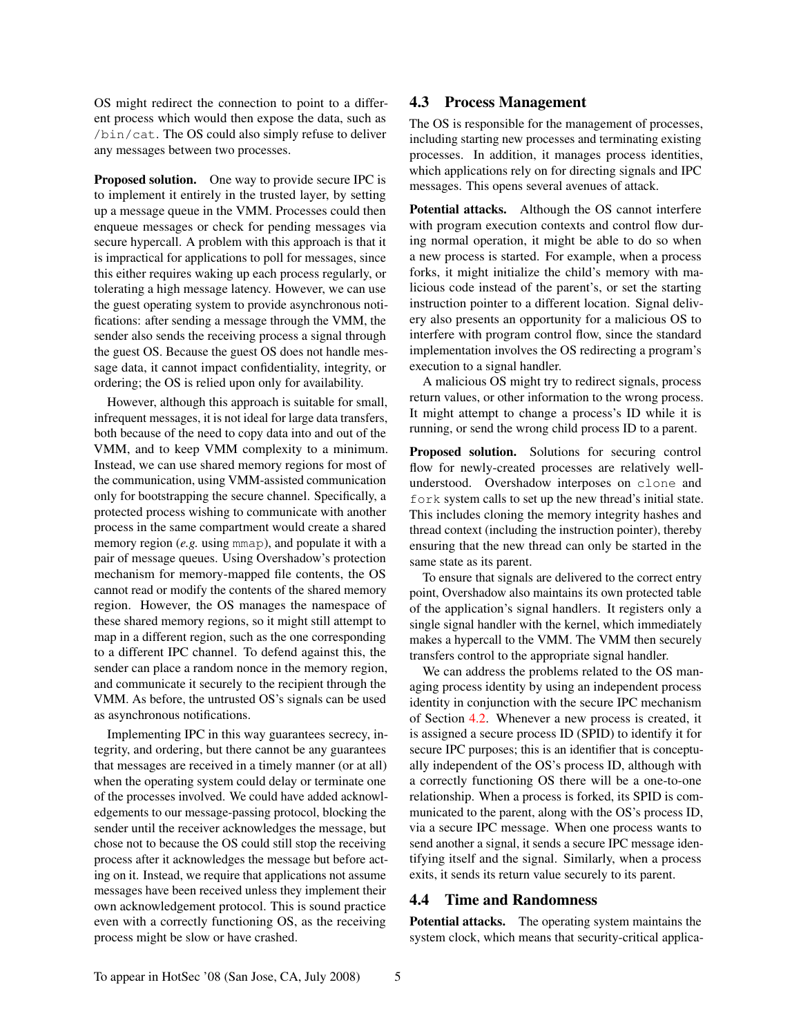OS might redirect the connection to point to a different process which would then expose the data, such as `/bin/cat`. The OS could also simply refuse to deliver any messages between two processes.

**Proposed solution.** One way to provide secure IPC is to implement it entirely in the trusted layer, by setting up a message queue in the VMM. Processes could then enqueue messages or check for pending messages via secure hypercall. A problem with this approach is that it is impractical for applications to poll for messages, since this either requires waking up each process regularly, or tolerating a high message latency. However, we can use the guest operating system to provide asynchronous notifications: after sending a message through the VMM, the sender also sends the receiving process a signal through the guest OS. Because the guest OS does not handle message data, it cannot impact confidentiality, integrity, or ordering; the OS is relied upon only for availability.

However, although this approach is suitable for small, infrequent messages, it is not ideal for large data transfers, both because of the need to copy data into and out of the VMM, and to keep VMM complexity to a minimum. Instead, we can use shared memory regions for most of the communication, using VMM-assisted communication only for bootstrapping the secure channel. Specifically, a protected process wishing to communicate with another process in the same compartment would create a shared memory region (*e.g.* using `mmap`), and populate it with a pair of message queues. Using Overshadow's protection mechanism for memory-mapped file contents, the OS cannot read or modify the contents of the shared memory region. However, the OS manages the namespace of these shared memory regions, so it might still attempt to map in a different region, such as the one corresponding to a different IPC channel. To defend against this, the sender can place a random nonce in the memory region, and communicate it securely to the recipient through the VMM. As before, the untrusted OS's signals can be used as asynchronous notifications.

Implementing IPC in this way guarantees secrecy, integrity, and ordering, but there cannot be any guarantees that messages are received in a timely manner (or at all) when the operating system could delay or terminate one of the processes involved. We could have added acknowledgements to our message-passing protocol, blocking the sender until the receiver acknowledges the message, but chose not to because the OS could still stop the receiving process after it acknowledges the message but before acting on it. Instead, we require that applications not assume messages have been received unless they implement their own acknowledgement protocol. This is sound practice even with a correctly functioning OS, as the receiving process might be slow or have crashed.

## 4.3 Process Management

The OS is responsible for the management of processes, including starting new processes and terminating existing processes. In addition, it manages process identities, which applications rely on for directing signals and IPC messages. This opens several avenues of attack.

**Potential attacks.** Although the OS cannot interfere with program execution contexts and control flow during normal operation, it might be able to do so when a new process is started. For example, when a process forks, it might initialize the child's memory with malicious code instead of the parent's, or set the starting instruction pointer to a different location. Signal delivery also presents an opportunity for a malicious OS to interfere with program control flow, since the standard implementation involves the OS redirecting a program's execution to a signal handler.

A malicious OS might try to redirect signals, process return values, or other information to the wrong process. It might attempt to change a process's ID while it is running, or send the wrong child process ID to a parent.

**Proposed solution.** Solutions for securing control flow for newly-created processes are relatively well-understood. Overshadow interposes on `clone` and `fork` system calls to set up the new thread's initial state. This includes cloning the memory integrity hashes and thread context (including the instruction pointer), thereby ensuring that the new thread can only be started in the same state as its parent.

To ensure that signals are delivered to the correct entry point, Overshadow also maintains its own protected table of the application's signal handlers. It registers only a single signal handler with the kernel, which immediately makes a hypercall to the VMM. The VMM then securely transfers control to the appropriate signal handler.

We can address the problems related to the OS managing process identity by using an independent process identity in conjunction with the secure IPC mechanism of Section 4.2. Whenever a new process is created, it is assigned a secure process ID (SPID) to identify it for secure IPC purposes; this is an identifier that is conceptually independent of the OS's process ID, although with a correctly functioning OS there will be a one-to-one relationship. When a process is forked, its SPID is communicated to the parent, along with the OS's process ID, via a secure IPC message. When one process wants to send another a signal, it sends a secure IPC message identifying itself and the signal. Similarly, when a process exits, it sends its return value securely to its parent.

## 4.4 Time and Randomness

**Potential attacks.** The operating system maintains the system clock, which means that security-critical applica-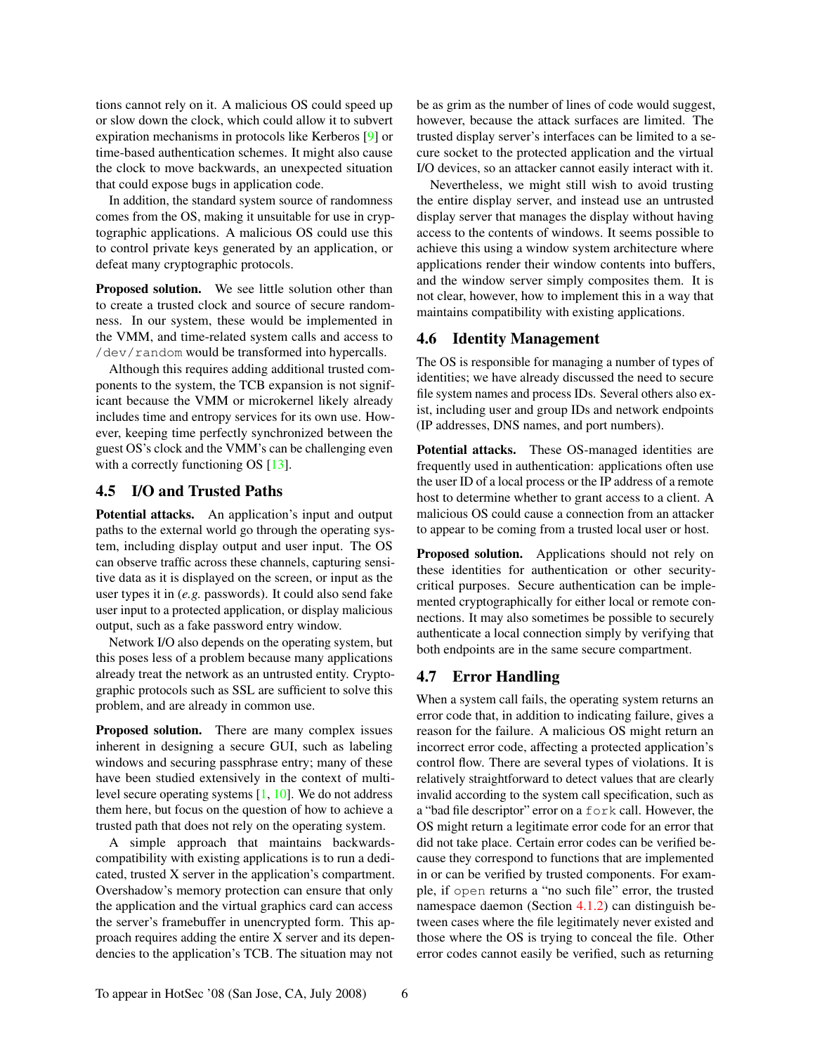tions cannot rely on it. A malicious OS could speed up or slow down the clock, which could allow it to subvert expiration mechanisms in protocols like Kerberos [9] or time-based authentication schemes. It might also cause the clock to move backwards, an unexpected situation that could expose bugs in application code.

In addition, the standard system source of randomness comes from the OS, making it unsuitable for use in cryptographic applications. A malicious OS could use this to control private keys generated by an application, or defeat many cryptographic protocols.

**Proposed solution.** We see little solution other than to create a trusted clock and source of secure randomness. In our system, these would be implemented in the VMM, and time-related system calls and access to `/dev/random` would be transformed into hypercalls.

Although this requires adding additional trusted components to the system, the TCB expansion is not significant because the VMM or microkernel likely already includes time and entropy services for its own use. However, keeping time perfectly synchronized between the guest OS's clock and the VMM's can be challenging even with a correctly functioning OS [13].

## 4.5 I/O and Trusted Paths

**Potential attacks.** An application's input and output paths to the external world go through the operating system, including display output and user input. The OS can observe traffic across these channels, capturing sensitive data as it is displayed on the screen, or input as the user types it in (*e.g.* passwords). It could also send fake user input to a protected application, or display malicious output, such as a fake password entry window.

Network I/O also depends on the operating system, but this poses less of a problem because many applications already treat the network as an untrusted entity. Cryptographic protocols such as SSL are sufficient to solve this problem, and are already in common use.

**Proposed solution.** There are many complex issues inherent in designing a secure GUI, such as labeling windows and securing passphrase entry; many of these have been studied extensively in the context of multilevel secure operating systems [1, 10]. We do not address them here, but focus on the question of how to achieve a trusted path that does not rely on the operating system.

A simple approach that maintains backwards-compatibility with existing applications is to run a dedicated, trusted X server in the application's compartment. Overshadow's memory protection can ensure that only the application and the virtual graphics card can access the server's framebuffer in unencrypted form. This approach requires adding the entire X server and its dependencies to the application's TCB. The situation may not be as grim as the number of lines of code would suggest, however, because the attack surfaces are limited. The trusted display server's interfaces can be limited to a secure socket to the protected application and the virtual I/O devices, so an attacker cannot easily interact with it.

Nevertheless, we might still wish to avoid trusting the entire display server, and instead use an untrusted display server that manages the display without having access to the contents of windows. It seems possible to achieve this using a window system architecture where applications render their window contents into buffers, and the window server simply composites them. It is not clear, however, how to implement this in a way that maintains compatibility with existing applications.

## 4.6 Identity Management

The OS is responsible for managing a number of types of identities; we have already discussed the need to secure file system names and process IDs. Several others also exist, including user and group IDs and network endpoints (IP addresses, DNS names, and port numbers).

**Potential attacks.** These OS-managed identities are frequently used in authentication: applications often use the user ID of a local process or the IP address of a remote host to determine whether to grant access to a client. A malicious OS could cause a connection from an attacker to appear to be coming from a trusted local user or host.

**Proposed solution.** Applications should not rely on these identities for authentication or other security-critical purposes. Secure authentication can be implemented cryptographically for either local or remote connections. It may also sometimes be possible to securely authenticate a local connection simply by verifying that both endpoints are in the same secure compartment.

## 4.7 Error Handling

When a system call fails, the operating system returns an error code that, in addition to indicating failure, gives a reason for the failure. A malicious OS might return an incorrect error code, affecting a protected application's control flow. There are several types of violations. It is relatively straightforward to detect values that are clearly invalid according to the system call specification, such as a "bad file descriptor" error on a `fork` call. However, the OS might return a legitimate error code for an error that did not take place. Certain error codes can be verified because they correspond to functions that are implemented in or can be verified by trusted components. For example, if `open` returns a "no such file" error, the trusted namespace daemon (Section 4.1.2) can distinguish between cases where the file legitimately never existed and those where the OS is trying to conceal the file. Other error codes cannot easily be verified, such as returning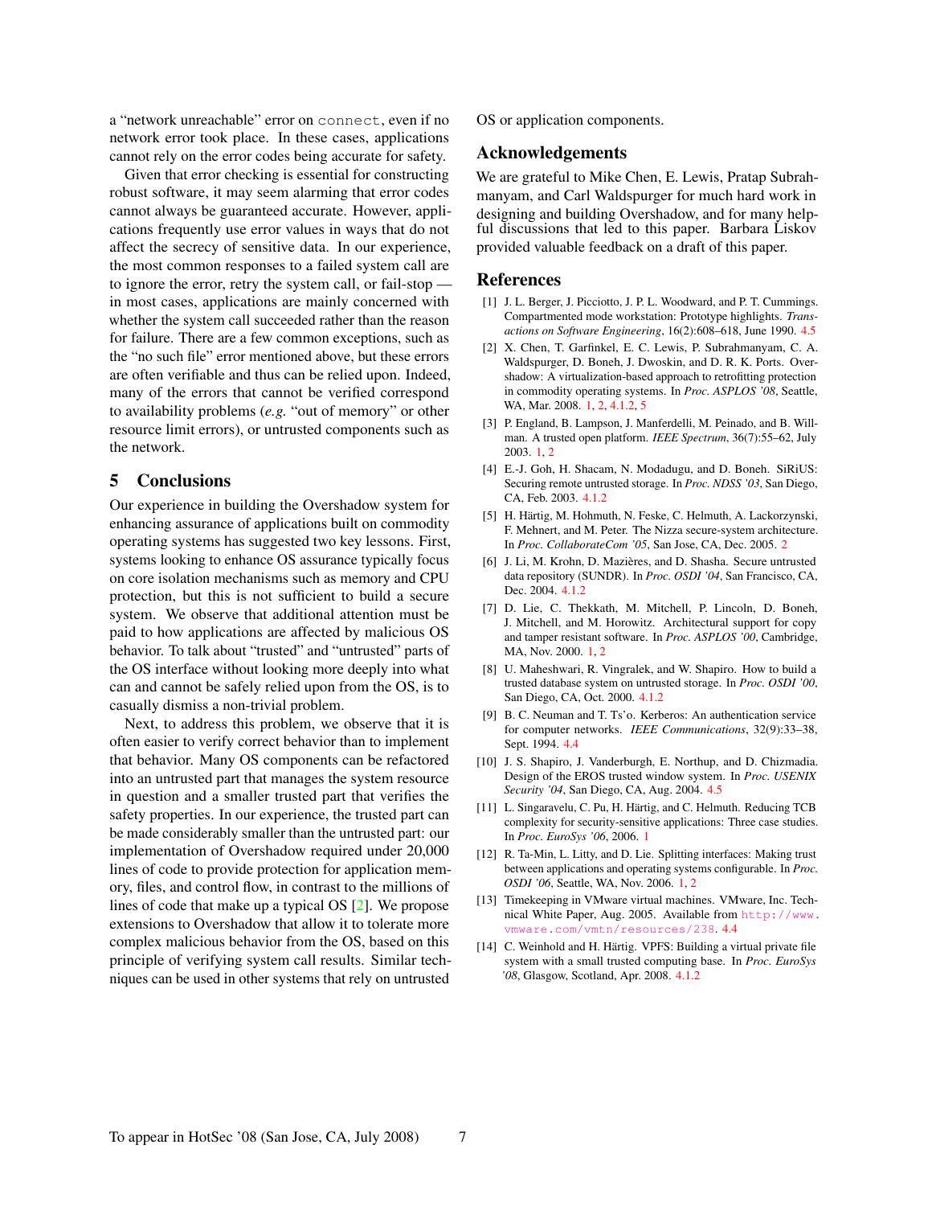a "network unreachable" error on `connect`, even if no network error took place. In these cases, applications cannot rely on the error codes being accurate for safety.

Given that error checking is essential for constructing robust software, it may seem alarming that error codes cannot always be guaranteed accurate. However, applications frequently use error values in ways that do not affect the secrecy of sensitive data. In our experience, the most common responses to a failed system call are to ignore the error, retry the system call, or fail-stop — in most cases, applications are mainly concerned with whether the system call succeeded rather than the reason for failure. There are a few common exceptions, such as the "no such file" error mentioned above, but these errors are often verifiable and thus can be relied upon. Indeed, many of the errors that cannot be verified correspond to availability problems (*e.g.* "out of memory" or other resource limit errors), or untrusted components such as the network.

## 5 Conclusions

Our experience in building the Overshadow system for enhancing assurance of applications built on commodity operating systems has suggested two key lessons. First, systems looking to enhance OS assurance typically focus on core isolation mechanisms such as memory and CPU protection, but this is not sufficient to build a secure system. We observe that additional attention must be paid to how applications are affected by malicious OS behavior. To talk about "trusted" and "untrusted" parts of the OS interface without looking more deeply into what can and cannot be safely relied upon from the OS, is to casually dismiss a non-trivial problem.

Next, to address this problem, we observe that it is often easier to verify correct behavior than to implement that behavior. Many OS components can be refactored into an untrusted part that manages the system resource in question and a smaller trusted part that verifies the safety properties. In our experience, the trusted part can be made considerably smaller than the untrusted part: our implementation of Overshadow required under 20,000 lines of code to provide protection for application memory, files, and control flow, in contrast to the millions of lines of code that make up a typical OS [2]. We propose extensions to Overshadow that allow it to tolerate more complex malicious behavior from the OS, based on this principle of verifying system call results. Similar techniques can be used in other systems that rely on untrusted OS or application components.

## Acknowledgements

We are grateful to Mike Chen, E. Lewis, Pratap Subrahmanyam, and Carl Waldspurger for much hard work in designing and building Overshadow, and for many helpful discussions that led to this paper. Barbara Liskov provided valuable feedback on a draft of this paper.

## References

[1] J. L. Berger, J. Picciotto, J. P. L. Woodward, and P. T. Cummings. Compartmented mode workstation: Prototype highlights. *Transactions on Software Engineering*, 16(2):608–618, June 1990. 4.5

[2] X. Chen, T. Garfinkel, E. C. Lewis, P. Subrahmanyam, C. A. Waldspurger, D. Boneh, J. Dwoskin, and D. R. K. Ports. Overshadow: A virtualization-based approach to retrofitting protection in commodity operating systems. In *Proc. ASPLOS '08*, Seattle, WA, Mar. 2008. 1, 2, 4.1.2, 5

[3] P. England, B. Lampson, J. Manferdelli, M. Peinado, and B. Willman. A trusted open platform. *IEEE Spectrum*, 36(7):55–62, July 2003. 1, 2

[4] E.-J. Goh, H. Shacam, N. Modadugu, and D. Boneh. SiRiUS: Securing remote untrusted storage. In *Proc. NDSS '03*, San Diego, CA, Feb. 2003. 4.1.2

[5] H. Härtig, M. Hohmuth, N. Feske, C. Helmuth, A. Lackorzynski, F. Mehnert, and M. Peter. The Nizza secure-system architecture. In *Proc. CollaborateCom '05*, San Jose, CA, Dec. 2005. 2

[6] J. Li, M. Krohn, D. Mazières, and D. Shasha. Secure untrusted data repository (SUNDR). In *Proc. OSDI '04*, San Francisco, CA, Dec. 2004. 4.1.2

[7] D. Lie, C. Thekkath, M. Mitchell, P. Lincoln, D. Boneh, J. Mitchell, and M. Horowitz. Architectural support for copy and tamper resistant software. In *Proc. ASPLOS '00*, Cambridge, MA, Nov. 2000. 1, 2

[8] U. Maheshwari, R. Vingralek, and W. Shapiro. How to build a trusted database system on untrusted storage. In *Proc. OSDI '00*, San Diego, CA, Oct. 2000. 4.1.2

[9] B. C. Neuman and T. Ts'o. Kerberos: An authentication service for computer networks. *IEEE Communications*, 32(9):33–38, Sept. 1994. 4.4

[10] J. S. Shapiro, J. Vanderburgh, E. Northup, and D. Chizmadia. Design of the EROS trusted window system. In *Proc. USENIX Security '04*, San Diego, CA, Aug. 2004. 4.5

[11] L. Singaravelu, C. Pu, H. Härtig, and C. Helmuth. Reducing TCB complexity for security-sensitive applications: Three case studies. In *Proc. EuroSys '06*, 2006. 1

[12] R. Ta-Min, L. Litty, and D. Lie. Splitting interfaces: Making trust between applications and operating systems configurable. In *Proc. OSDI '06*, Seattle, WA, Nov. 2006. 1, 2

[13] Timekeeping in VMware virtual machines. VMware, Inc. Technical White Paper, Aug. 2005. Available from `http://www.vmware.com/vmtn/resources/238`. 4.4

[14] C. Weinhold and H. Härtig. VPFS: Building a virtual private file system with a small trusted computing base. In *Proc. EuroSys '08*, Glasgow, Scotland, Apr. 2008. 4.1.2